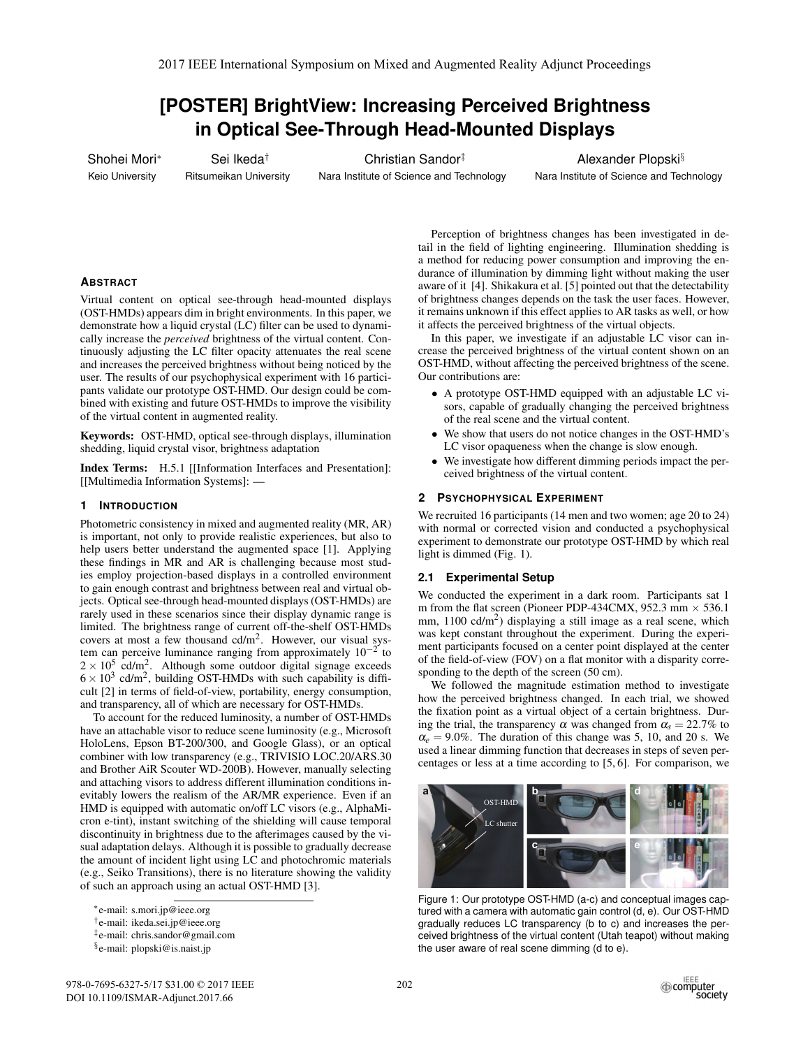# [POSTER] BrightView: Increasing Perceived Brightness in Optical See-Through Head-Mounted Displays

Shohei Mori* (Keio University), Sei Ikeda† (Ritsumeikan University), Christian Sandor‡ (Nara Institute of Science and Technology), Alexander Plopski§ (Nara Institute of Science and Technology)

## Abstract

Virtual content on optical see-through head-mounted displays (OST-HMDs) appears dim in bright environments. In this paper, we demonstrate how a liquid crystal (LC) filter can be used to dynamically increase the *perceived* brightness of the virtual content. Continuously adjusting the LC filter opacity attenuates the real scene and increases the perceived brightness without being noticed by the user. The results of our psychophysical experiment with 16 participants validate our prototype OST-HMD. Our design could be combined with existing and future OST-HMDs to improve the visibility of the virtual content in augmented reality.

**Keywords:** OST-HMD, optical see-through displays, illumination shedding, liquid crystal visor, brightness adaptation

**Index Terms:** H.5.1 [[Information Interfaces and Presentation]: [[Multimedia Information Systems]: —

## 1 Introduction

Photometric consistency in mixed and augmented reality (MR, AR) is important, not only to provide realistic experiences, but also to help users better understand the augmented space [1]. Applying these findings in MR and AR is challenging because most studies employ projection-based displays in a controlled environment to gain enough contrast and brightness between real and virtual objects. Optical see-through head-mounted displays (OST-HMDs) are rarely used in these scenarios since their display dynamic range is limited. The brightness range of current off-the-shelf OST-HMDs covers at most a few thousand cd/m$^2$. However, our visual system can perceive luminance ranging from approximately $10^{-2}$ to $2 \times 10^5$ cd/m$^2$. Although some outdoor digital signage exceeds $6 \times 10^3$ cd/m$^2$, building OST-HMDs with such capability is difficult [2] in terms of field-of-view, portability, energy consumption, and transparency, all of which are necessary for OST-HMDs.

To account for the reduced luminosity, a number of OST-HMDs have an attachable visor to reduce scene luminosity (e.g., Microsoft HoloLens, Epson BT-200/300, and Google Glass), or an optical combiner with low transparency (e.g., TRIVISIO LOC.20/ARS.30 and Brother AiR Scouter WD-200B). However, manually selecting and attaching visors to address different illumination conditions inevitably lowers the realism of the AR/MR experience. Even if an HMD is equipped with automatic on/off LC visors (e.g., AlphaMicron e-tint), instant switching of the shielding will cause temporal discontinuity in brightness due to the afterimages caused by the visual adaptation delays. Although it is possible to gradually decrease the amount of incident light using LC and photochromic materials (e.g., Seiko Transitions), there is no literature showing the validity of such an approach using an actual OST-HMD [3].

Perception of brightness changes has been investigated in detail in the field of lighting engineering. Illumination shedding is a method for reducing power consumption and improving the endurance of illumination by dimming light without making the user aware of it [4]. Shikakura et al. [5] pointed out that the detectability of brightness changes depends on the task the user faces. However, it remains unknown if this effect applies to AR tasks as well, or how it affects the perceived brightness of the virtual objects.

In this paper, we investigate if an adjustable LC visor can increase the perceived brightness of the virtual content shown on an OST-HMD, without affecting the perceived brightness of the scene. Our contributions are:

- A prototype OST-HMD equipped with an adjustable LC visors, capable of gradually changing the perceived brightness of the real scene and the virtual content.
- We show that users do not notice changes in the OST-HMD's LC visor opaqueness when the change is slow enough.
- We investigate how different dimming periods impact the perceived brightness of the virtual content.

## 2 Psychophysical Experiment

We recruited 16 participants (14 men and two women; age 20 to 24) with normal or corrected vision and conducted a psychophysical experiment to demonstrate our prototype OST-HMD by which real light is dimmed (Fig. 1).

### 2.1 Experimental Setup

We conducted the experiment in a dark room. Participants sat 1 m from the flat screen (Pioneer PDP-434CMX, 952.3 mm × 536.1 mm, 1100 cd/m$^2$) displaying a still image as a real scene, which was kept constant throughout the experiment. During the experiment participants focused on a center point displayed at the center of the field-of-view (FOV) on a flat monitor with a disparity corresponding to the depth of the screen (50 cm).

We followed the magnitude estimation method to investigate how the perceived brightness changed. In each trial, we showed the fixation point as a virtual object of a certain brightness. During the trial, the transparency $\alpha$ was changed from $\alpha_s = 22.7\%$ to $\alpha_e = 9.0\%$. The duration of this change was 5, 10, and 20 s. We used a linear dimming function that decreases in steps of seven percentages or less at a time according to [5, 6]. For comparison, we

Figure 1: Our prototype OST-HMD (a-c) and conceptual images captured with a camera with automatic gain control (d, e). Our OST-HMD gradually reduces LC transparency (b to c) and increases the perceived brightness of the virtual content (Utah teapot) without making the user aware of real scene dimming (d to e).

---

*e-mail: s.mori.jp@ieee.org
†e-mail: ikeda.sei.jp@ieee.org
‡e-mail: chris.sandor@gmail.com
§e-mail: plopski@is.naist.jp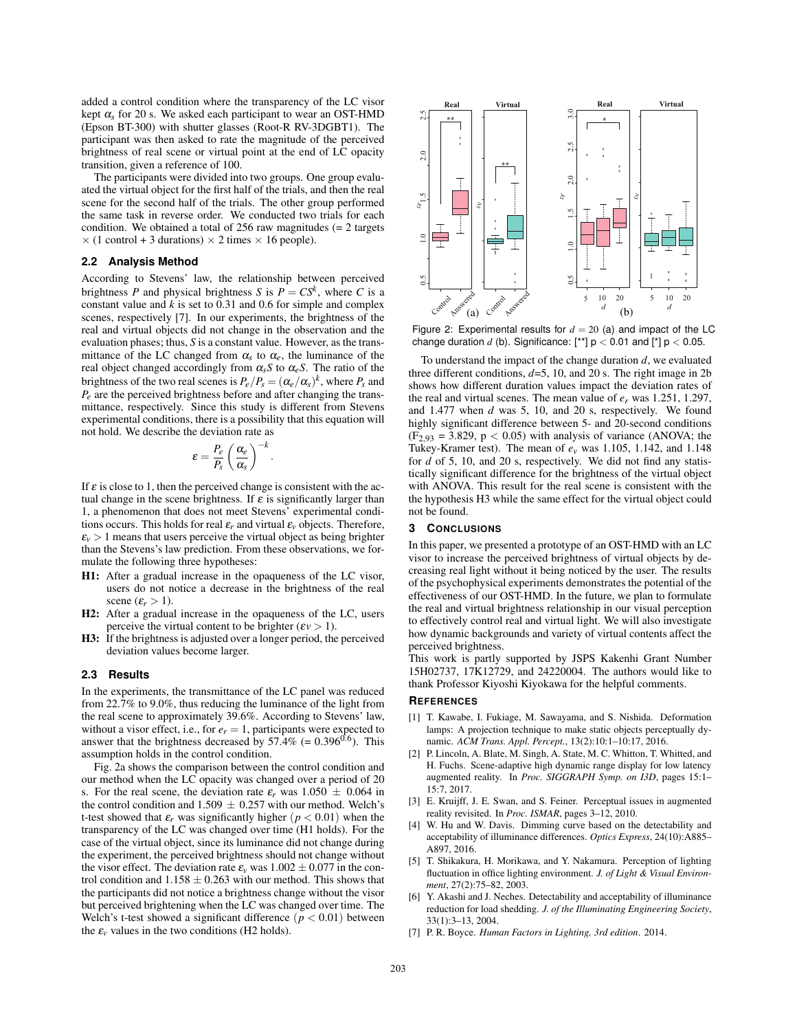added a control condition where the transparency of the LC visor kept $\alpha_s$ for 20 s. We asked each participant to wear an OST-HMD (Epson BT-300) with shutter glasses (Root-R RV-3DGBT1). The participant was then asked to rate the magnitude of the perceived brightness of real scene or virtual point at the end of LC opacity transition, given a reference of 100.

The participants were divided into two groups. One group evaluated the virtual object for the first half of the trials, and then the real scene for the second half of the trials. The other group performed the same task in reverse order. We conducted two trials for each condition. We obtained a total of 256 raw magnitudes (= 2 targets $\times$ (1 control + 3 durations) $\times$ 2 times $\times$ 16 people).

### 2.2 Analysis Method

According to Stevens' law, the relationship between perceived brightness $P$ and physical brightness $S$ is $P = CS^k$, where $C$ is a constant value and $k$ is set to 0.31 and 0.6 for simple and complex scenes, respectively [7]. In our experiments, the brightness of the real and virtual objects did not change in the observation and the evaluation phases; thus, $S$ is a constant value. However, as the transmittance of the LC changed from $\alpha_s$ to $\alpha_e$, the luminance of the real object changed accordingly from $\alpha_s S$ to $\alpha_e S$. The ratio of the brightness of the two real scenes is $P_e/P_s = (\alpha_e/\alpha_s)^k$, where $P_s$ and $P_e$ are the perceived brightness before and after changing the transmittance, respectively. Since this study is different from Stevens experimental conditions, there is a possibility that this equation will not hold. We describe the deviation rate as

$$\varepsilon = \frac{P_e}{P_s}\left(\frac{\alpha_e}{\alpha_s}\right)^{-k}.$$

If $\varepsilon$ is close to 1, then the perceived change is consistent with the actual change in the scene brightness. If $\varepsilon$ is significantly larger than 1, a phenomenon that does not meet Stevens' experimental conditions occurs. This holds for real $\varepsilon_r$ and virtual $\varepsilon_v$ objects. Therefore, $\varepsilon_v > 1$ means that users perceive the virtual object as being brighter than the Stevens's law prediction. From these observations, we formulate the following three hypotheses:

- **H1:** After a gradual increase in the opaqueness of the LC visor, users do not notice a decrease in the brightness of the real scene ($\varepsilon_r > 1$).
- **H2:** After a gradual increase in the opaqueness of the LC, users perceive the virtual content to be brighter ($\varepsilon v > 1$).
- **H3:** If the brightness is adjusted over a longer period, the perceived deviation values become larger.

### 2.3 Results

In the experiments, the transmittance of the LC panel was reduced from 22.7% to 9.0%, thus reducing the luminance of the light from the real scene to approximately 39.6%. According to Stevens' law, without a visor effect, i.e., for $e_r = 1$, participants were expected to answer that the brightness decreased by 57.4% (= $0.396^{0.6}$). This assumption holds in the control condition.

Fig. 2a shows the comparison between the control condition and our method when the LC opacity was changed over a period of 20 s. For the real scene, the deviation rate $\varepsilon_r$ was $1.050 \pm 0.064$ in the control condition and $1.509 \pm 0.257$ with our method. Welch's t-test showed that $\varepsilon_r$ was significantly higher ($p < 0.01$) when the transparency of the LC was changed over time (H1 holds). For the case of the virtual object, since its luminance did not change during the experiment, the perceived brightness should not change without the visor effect. The deviation rate $\varepsilon_v$ was $1.002 \pm 0.077$ in the control condition and $1.158 \pm 0.263$ with our method. This shows that the participants did not notice a brightness change without the visor but perceived brightening when the LC was changed over time. The Welch's t-test showed a significant difference ($p < 0.01$) between the $\varepsilon_v$ values in the two conditions (H2 holds).

Real
Virtual
**
**
$\varepsilon_r$
$\varepsilon_v$
2.5
2.0
1.5
1.0
0.5
Control
Answered
Control
Answered
(a)

Real
Virtual
*
$\varepsilon_r$
$\varepsilon_v$
3.0
2.5
2.0
1.5
1.0
0.5
5 10 20
$d$
5 10 20
$d$
(b)

Figure 2: Experimental results for $d = 20$ (a) and impact of the LC change duration $d$ (b). Significance: [**] p < 0.01 and [*] p < 0.05.

To understand the impact of the change duration $d$, we evaluated three different conditions, $d$=5, 10, and 20 s. The right image in 2b shows how different duration values impact the deviation rates of the real and virtual scenes. The mean value of $e_r$ was 1.251, 1.297, and 1.477 when $d$ was 5, 10, and 20 s, respectively. We found highly significant difference between 5- and 20-second conditions ($F_{2,93}$ = 3.829, $p < 0.05$) with analysis of variance (ANOVA; the Tukey-Kramer test). The mean of $e_v$ was 1.105, 1.142, and 1.148 for $d$ of 5, 10, and 20 s, respectively. We did not find any statistically significant difference for the brightness of the virtual object with ANOVA. This result for the real scene is consistent with the hypothesis H3 while the same effect for the virtual object could not be found.

## 3 Conclusions

In this paper, we presented a prototype of an OST-HMD with an LC visor to increase the perceived brightness of virtual objects by decreasing real light without it being noticed by the user. The results of the psychophysical experiments demonstrates the potential of the effectiveness of our OST-HMD. In the future, we plan to formulate the real and virtual brightness relationship in our visual perception to effectively control real and virtual light. We will also investigate how dynamic backgrounds and variety of virtual contents affect the perceived brightness.

This work is partly supported by JSPS Kakenhi Grant Number 15H02737, 17K12729, and 24220004. The authors would like to thank Professor Kiyoshi Kiyokawa for the helpful comments.

## References

[1] T. Kawabe, I. Fukiage, M. Sawayama, and S. Nishida. Deformation lamps: A projection technique to make static objects perceptually dynamic. *ACM Trans. Appl. Percept.*, 13(2):10:1–10:17, 2016.

[2] P. Lincoln, A. Blate, M. Singh, A. State, M. C. Whitton, T. Whitted, and H. Fuchs. Scene-adaptive high dynamic range display for low latency augmented reality. In *Proc. SIGGRAPH Symp. on I3D*, pages 15:1–15:7, 2017.

[3] E. Kruijff, J. E. Swan, and S. Feiner. Perceptual issues in augmented reality revisited. In *Proc. ISMAR*, pages 3–12, 2010.

[4] W. Hu and W. Davis. Dimming curve based on the detectability and acceptability of illuminance differences. *Optics Express*, 24(10):A885–A897, 2016.

[5] T. Shikakura, H. Morikawa, and Y. Nakamura. Perception of lighting fluctuation in office lighting environment. *J. of Light & Visual Environment*, 27(2):75–82, 2003.

[6] Y. Akashi and J. Neches. Detectability and acceptability of illuminance reduction for load shedding. *J. of the Illuminating Engineering Society*, 33(1):3–13, 2004.

[7] P. R. Boyce. *Human Factors in Lighting, 3rd edition*. 2014.